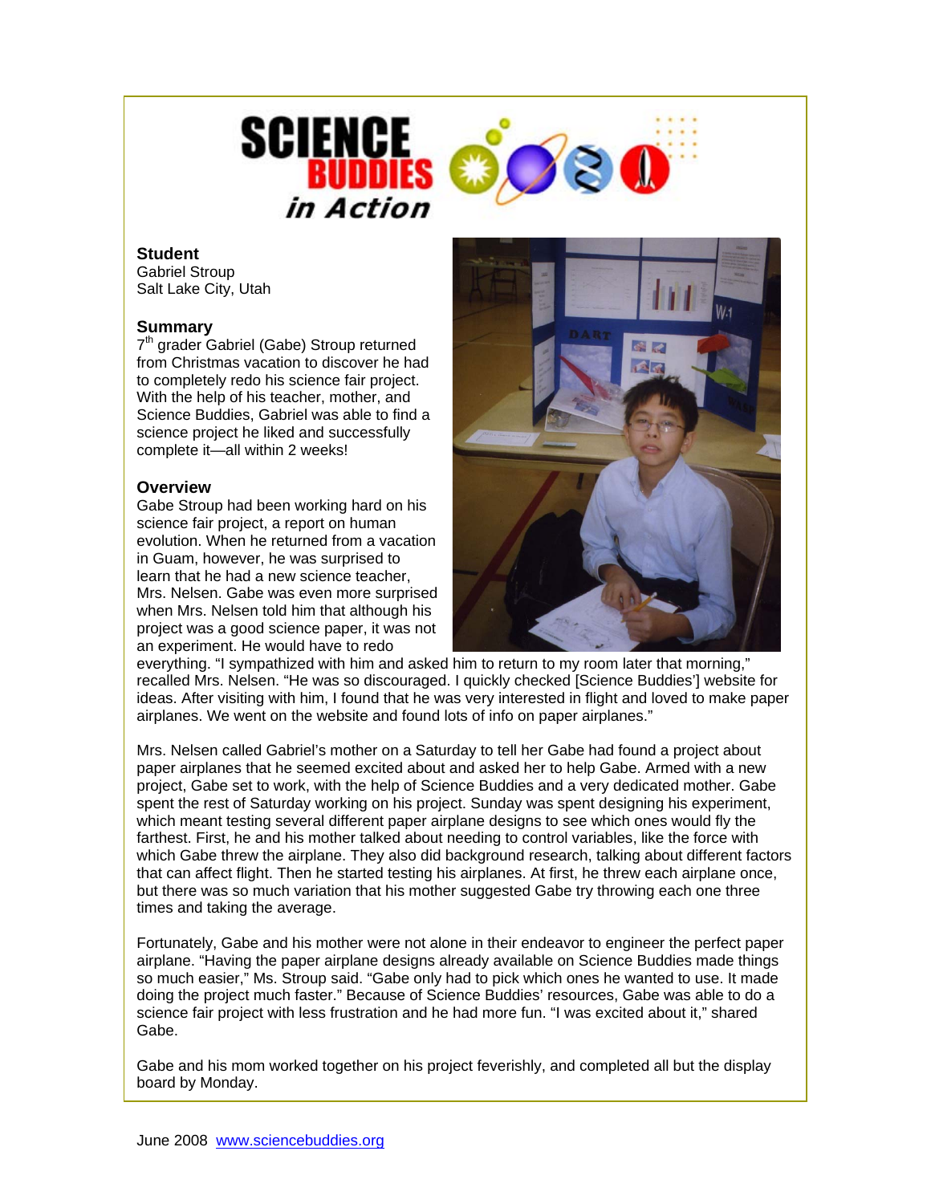# SCIENCE BUDDIES *in Action*

**Student**
Gabriel Stroup
Salt Lake City, Utah

**Summary**
7th grader Gabriel (Gabe) Stroup returned from Christmas vacation to discover he had to completely redo his science fair project. With the help of his teacher, mother, and Science Buddies, Gabriel was able to find a science project he liked and successfully complete it—all within 2 weeks!

**Overview**
Gabe Stroup had been working hard on his science fair project, a report on human evolution. When he returned from a vacation in Guam, however, he was surprised to learn that he had a new science teacher, Mrs. Nelsen. Gabe was even more surprised when Mrs. Nelsen told him that although his project was a good science paper, it was not an experiment. He would have to redo everything. "I sympathized with him and asked him to return to my room later that morning," recalled Mrs. Nelsen. "He was so discouraged. I quickly checked [Science Buddies'] website for ideas. After visiting with him, I found that he was very interested in flight and loved to make paper airplanes. We went on the website and found lots of info on paper airplanes."

Mrs. Nelsen called Gabriel's mother on a Saturday to tell her Gabe had found a project about paper airplanes that he seemed excited about and asked her to help Gabe. Armed with a new project, Gabe set to work, with the help of Science Buddies and a very dedicated mother. Gabe spent the rest of Saturday working on his project. Sunday was spent designing his experiment, which meant testing several different paper airplane designs to see which ones would fly the farthest. First, he and his mother talked about needing to control variables, like the force with which Gabe threw the airplane. They also did background research, talking about different factors that can affect flight. Then he started testing his airplanes. At first, he threw each airplane once, but there was so much variation that his mother suggested Gabe try throwing each one three times and taking the average.

Fortunately, Gabe and his mother were not alone in their endeavor to engineer the perfect paper airplane. "Having the paper airplane designs already available on Science Buddies made things so much easier," Ms. Stroup said. "Gabe only had to pick which ones he wanted to use. It made doing the project much faster." Because of Science Buddies' resources, Gabe was able to do a science fair project with less frustration and he had more fun. "I was excited about it," shared Gabe.

Gabe and his mom worked together on his project feverishly, and completed all but the display board by Monday.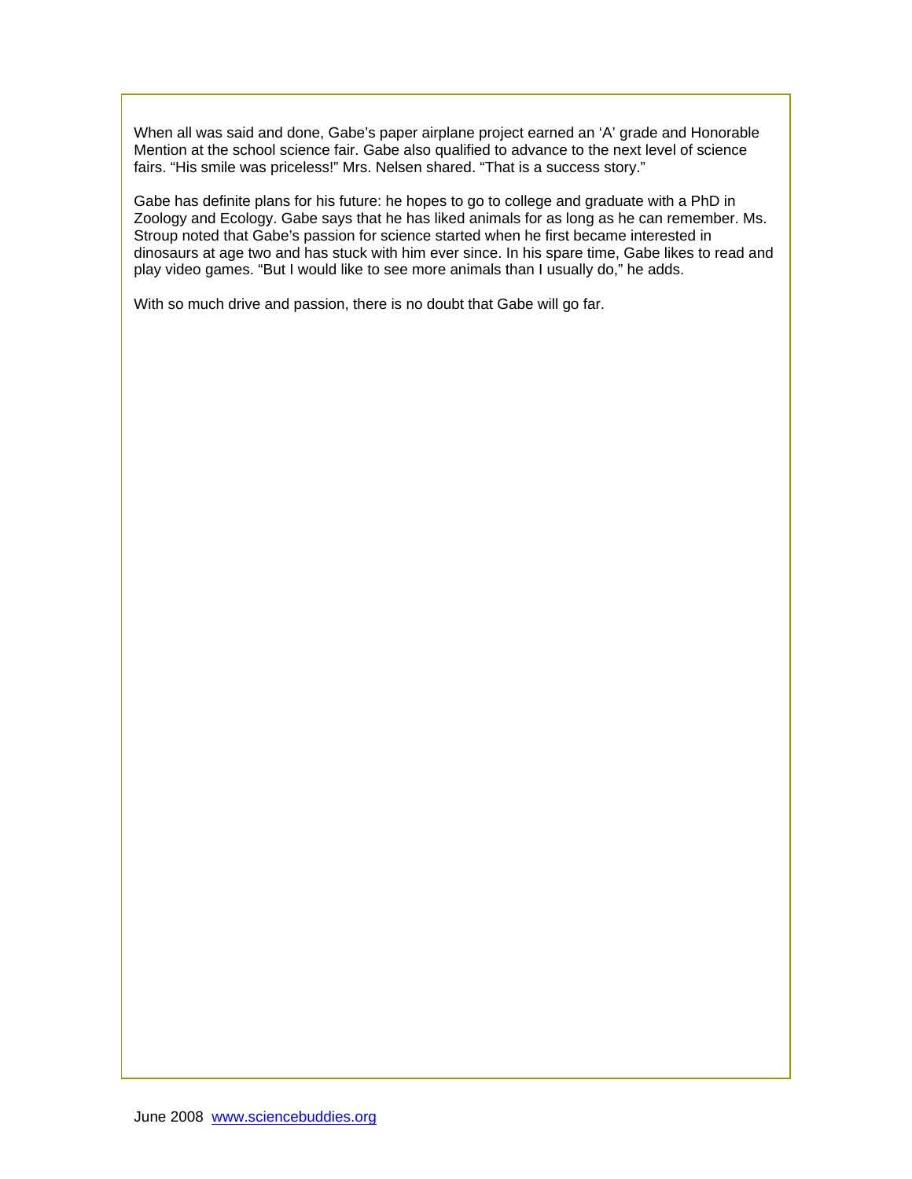When all was said and done, Gabe's paper airplane project earned an 'A' grade and Honorable Mention at the school science fair. Gabe also qualified to advance to the next level of science fairs. "His smile was priceless!" Mrs. Nelsen shared. "That is a success story."

Gabe has definite plans for his future: he hopes to go to college and graduate with a PhD in Zoology and Ecology. Gabe says that he has liked animals for as long as he can remember. Ms. Stroup noted that Gabe's passion for science started when he first became interested in dinosaurs at age two and has stuck with him ever since. In his spare time, Gabe likes to read and play video games. "But I would like to see more animals than I usually do," he adds.

With so much drive and passion, there is no doubt that Gabe will go far.